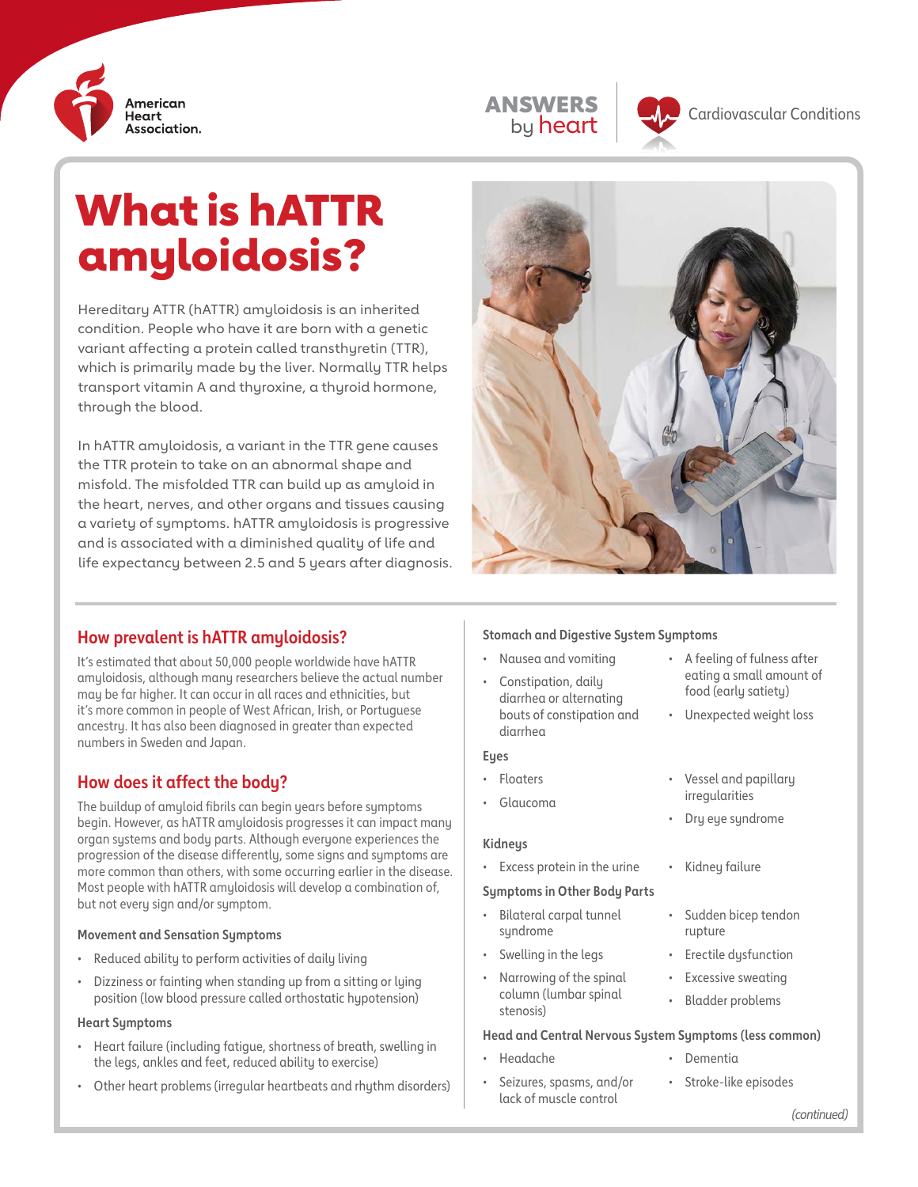# What is hATTR amyloidosis?

Hereditary ATTR (hATTR) amyloidosis is an inherited condition. People who have it are born with a genetic variant affecting a protein called transthyretin (TTR), which is primarily made by the liver. Normally TTR helps transport vitamin A and thyroxine, a thyroid hormone, through the blood.

In hATTR amyloidosis, a variant in the TTR gene causes the TTR protein to take on an abnormal shape and misfold. The misfolded TTR can build up as amyloid in the heart, nerves, and other organs and tissues causing a variety of symptoms. hATTR amyloidosis is progressive and is associated with a diminished quality of life and life expectancy between 2.5 and 5 years after diagnosis.

## How prevalent is hATTR amyloidosis?

It's estimated that about 50,000 people worldwide have hATTR amyloidosis, although many researchers believe the actual number may be far higher. It can occur in all races and ethnicities, but it's more common in people of West African, Irish, or Portuguese ancestry. It has also been diagnosed in greater than expected numbers in Sweden and Japan.

## How does it affect the body?

The buildup of amyloid fibrils can begin years before symptoms begin. However, as hATTR amyloidosis progresses it can impact many organ systems and body parts. Although everyone experiences the progression of the disease differently, some signs and symptoms are more common than others, with some occurring earlier in the disease. Most people with hATTR amyloidosis will develop a combination of, but not every sign and/or symptom.

### Movement and Sensation Symptoms

- Reduced ability to perform activities of daily living
- Dizziness or fainting when standing up from a sitting or lying position (low blood pressure called orthostatic hypotension)

### Heart Symptoms

- Heart failure (including fatigue, shortness of breath, swelling in the legs, ankles and feet, reduced ability to exercise)
- Other heart problems (irregular heartbeats and rhythm disorders)

### Stomach and Digestive System Symptoms

- Nausea and vomiting
- Constipation, daily diarrhea or alternating bouts of constipation and diarrhea
- A feeling of fulness after eating a small amount of food (early satiety)
- Unexpected weight loss

### Eyes

- Floaters
- Glaucoma
- Vessel and papillary irregularities
- Dry eye syndrome

### Kidneys

- Excess protein in the urine
- Kidney failure

### Symptoms in Other Body Parts

- Bilateral carpal tunnel syndrome
- Swelling in the legs
- Narrowing of the spinal column (lumbar spinal stenosis)
- Sudden bicep tendon rupture
- Erectile dysfunction
- Excessive sweating
- Bladder problems

### Head and Central Nervous System Symptoms (less common)

- Headache
- Seizures, spasms, and/or lack of muscle control
- Dementia
- Stroke-like episodes

*(continued)*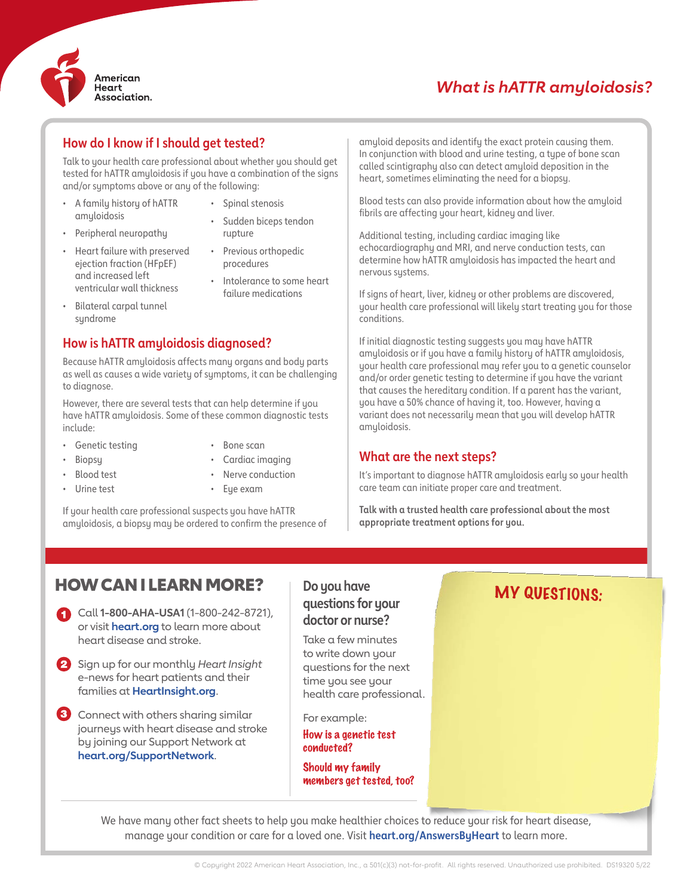# What is hATTR amyloidosis?

## How do I know if I should get tested?

Talk to your health care professional about whether you should get tested for hATTR amyloidosis if you have a combination of the signs and/or symptoms above or any of the following:

- A family history of hATTR amyloidosis
- Peripheral neuropathy
- Heart failure with preserved ejection fraction (HFpEF) and increased left ventricular wall thickness
- Bilateral carpal tunnel syndrome
- Spinal stenosis
- Sudden biceps tendon rupture
- Previous orthopedic procedures
- Intolerance to some heart failure medications

## How is hATTR amyloidosis diagnosed?

Because hATTR amyloidosis affects many organs and body parts as well as causes a wide variety of symptoms, it can be challenging to diagnose.

However, there are several tests that can help determine if you have hATTR amyloidosis. Some of these common diagnostic tests include:

- Genetic testing
- Biopsy
- Blood test
- Urine test
- Bone scan
- Cardiac imaging
- Nerve conduction
- Eye exam

If your health care professional suspects you have hATTR amyloidosis, a biopsy may be ordered to confirm the presence of amyloid deposits and identify the exact protein causing them. In conjunction with blood and urine testing, a type of bone scan called scintigraphy also can detect amyloid deposition in the heart, sometimes eliminating the need for a biopsy.

Blood tests can also provide information about how the amyloid fibrils are affecting your heart, kidney and liver.

Additional testing, including cardiac imaging like echocardiography and MRI, and nerve conduction tests, can determine how hATTR amyloidosis has impacted the heart and nervous systems.

If signs of heart, liver, kidney or other problems are discovered, your health care professional will likely start treating you for those conditions.

If initial diagnostic testing suggests you may have hATTR amyloidosis or if you have a family history of hATTR amyloidosis, your health care professional may refer you to a genetic counselor and/or order genetic testing to determine if you have the variant that causes the hereditary condition. If a parent has the variant, you have a 50% chance of having it, too. However, having a variant does not necessarily mean that you will develop hATTR amyloidosis.

## What are the next steps?

It's important to diagnose hATTR amyloidosis early so your health care team can initiate proper care and treatment.

**Talk with a trusted health care professional about the most appropriate treatment options for you.**

## HOW CAN I LEARN MORE?

1. Call **1-800-AHA-USA1** (1-800-242-8721), or visit **heart.org** to learn more about heart disease and stroke.
2. Sign up for our monthly *Heart Insight* e-news for heart patients and their families at **HeartInsight.org**.
3. Connect with others sharing similar journeys with heart disease and stroke by joining our Support Network at **heart.org/SupportNetwork**.

## Do you have questions for your doctor or nurse?

Take a few minutes to write down your questions for the next time you see your health care professional.

For example:

How is a genetic test conducted?

Should my family members get tested, too?

**MY QUESTIONS:**

We have many other fact sheets to help you make healthier choices to reduce your risk for heart disease, manage your condition or care for a loved one. Visit **heart.org/AnswersByHeart** to learn more.

© Copyright 2022 American Heart Association, Inc., a 501(c)(3) not-for-profit. All rights reserved. Unauthorized use prohibited. DS19320 5/22